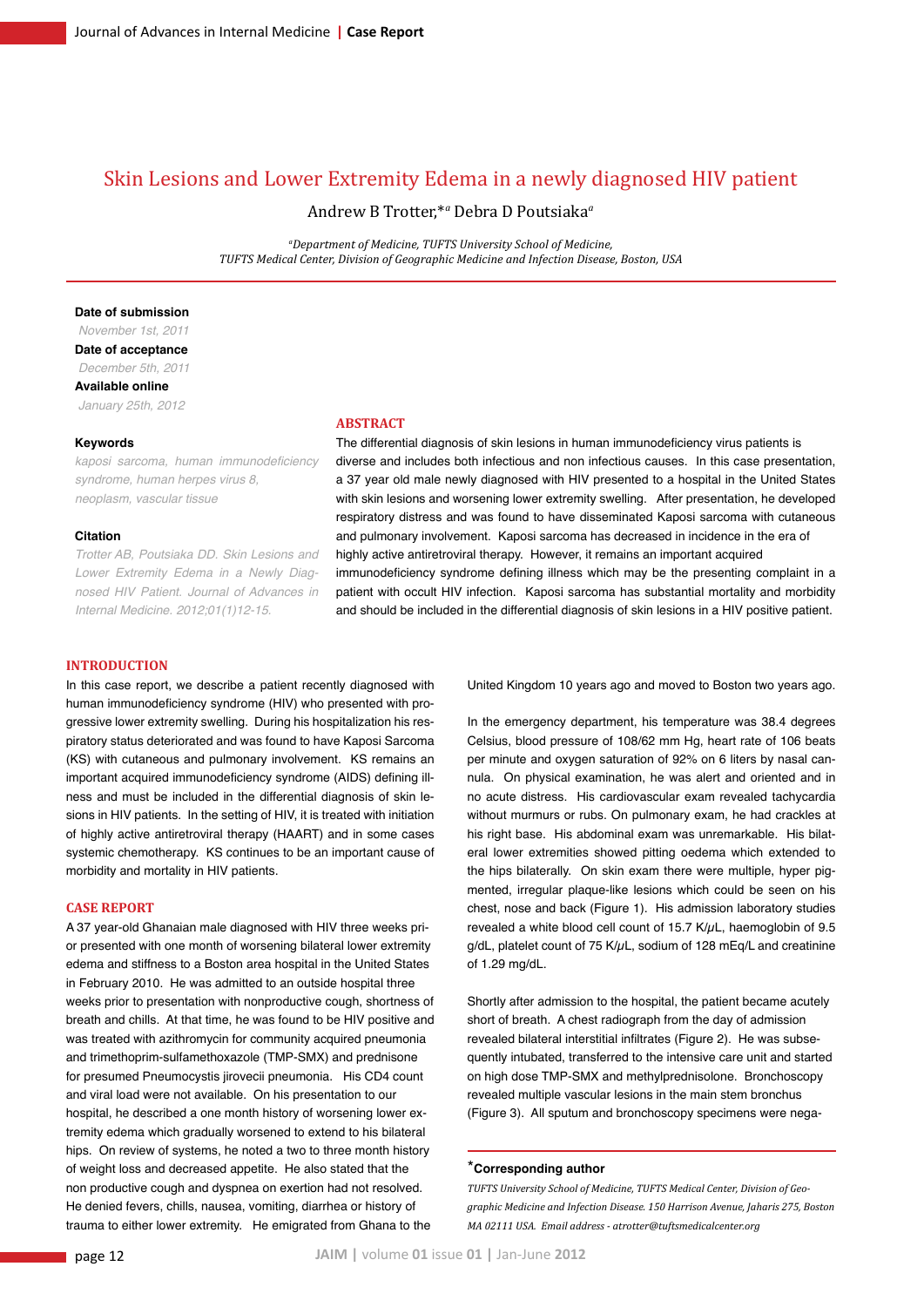# Skin Lesions and Lower Extremity Edema in a newly diagnosed HIV patient

Andrew B Trotter,*[a] Debra D Poutsiaka[a]

[a]*Department of Medicine, TUFTS University School of Medicine, TUFTS Medical Center, Division of Geographic Medicine and Infection Disease, Boston, USA*

**Date of submission**

*November 1st, 2011*

**Date of acceptance**

*December 5th, 2011*

**Available online**

*January 25th, 2012*

**Keywords**

*kaposi sarcoma, human immunodeficiency syndrome, human herpes virus 8, neoplasm, vascular tissue*

**Citation**

*Trotter AB, Poutsiaka DD. Skin Lesions and Lower Extremity Edema in a Newly Diagnosed HIV Patient. Journal of Advances in Internal Medicine. 2012;01(1)12-15.*

## ABSTRACT

The differential diagnosis of skin lesions in human immunodeficiency virus patients is diverse and includes both infectious and non infectious causes. In this case presentation, a 37 year old male newly diagnosed with HIV presented to a hospital in the United States with skin lesions and worsening lower extremity swelling. After presentation, he developed respiratory distress and was found to have disseminated Kaposi sarcoma with cutaneous and pulmonary involvement. Kaposi sarcoma has decreased in incidence in the era of highly active antiretroviral therapy. However, it remains an important acquired immunodeficiency syndrome defining illness which may be the presenting complaint in a patient with occult HIV infection. Kaposi sarcoma has substantial mortality and morbidity and should be included in the differential diagnosis of skin lesions in a HIV positive patient.

## INTRODUCTION

In this case report, we describe a patient recently diagnosed with human immunodeficiency syndrome (HIV) who presented with progressive lower extremity swelling. During his hospitalization his respiratory status deteriorated and was found to have Kaposi Sarcoma (KS) with cutaneous and pulmonary involvement. KS remains an important acquired immunodeficiency syndrome (AIDS) defining illness and must be included in the differential diagnosis of skin lesions in HIV patients. In the setting of HIV, it is treated with initiation of highly active antiretroviral therapy (HAART) and in some cases systemic chemotherapy. KS continues to be an important cause of morbidity and mortality in HIV patients.

## CASE REPORT

A 37 year-old Ghanaian male diagnosed with HIV three weeks prior presented with one month of worsening bilateral lower extremity edema and stiffness to a Boston area hospital in the United States in February 2010. He was admitted to an outside hospital three weeks prior to presentation with nonproductive cough, shortness of breath and chills. At that time, he was found to be HIV positive and was treated with azithromycin for community acquired pneumonia and trimethoprim-sulfamethoxazole (TMP-SMX) and prednisone for presumed Pneumocystis jirovecii pneumonia. His CD4 count and viral load were not available. On his presentation to our hospital, he described a one month history of worsening lower extremity edema which gradually worsened to extend to his bilateral hips. On review of systems, he noted a two to three month history of weight loss and decreased appetite. He also stated that the non productive cough and dyspnea on exertion had not resolved. He denied fevers, chills, nausea, vomiting, diarrhea or history of trauma to either lower extremity. He emigrated from Ghana to the United Kingdom 10 years ago and moved to Boston two years ago.

In the emergency department, his temperature was 38.4 degrees Celsius, blood pressure of 108/62 mm Hg, heart rate of 106 beats per minute and oxygen saturation of 92% on 6 liters by nasal cannula. On physical examination, he was alert and oriented and in no acute distress. His cardiovascular exam revealed tachycardia without murmurs or rubs. On pulmonary exam, he had crackles at his right base. His abdominal exam was unremarkable. His bilateral lower extremities showed pitting oedema which extended to the hips bilaterally. On skin exam there were multiple, hyper pigmented, irregular plaque-like lesions which could be seen on his chest, nose and back (Figure 1). His admission laboratory studies revealed a white blood cell count of 15.7 K/$\mu$L, haemoglobin of 9.5 g/dL, platelet count of 75 K/$\mu$L, sodium of 128 mEq/L and creatinine of 1.29 mg/dL.

Shortly after admission to the hospital, the patient became acutely short of breath. A chest radiograph from the day of admission revealed bilateral interstitial infiltrates (Figure 2). He was subsequently intubated, transferred to the intensive care unit and started on high dose TMP-SMX and methylprednisolone. Bronchoscopy revealed multiple vascular lesions in the main stem bronchus (Figure 3). All sputum and bronchoscopy specimens were nega-

---

***Corresponding author**

*TUFTS University School of Medicine, TUFTS Medical Center, Division of Geographic Medicine and Infection Disease. 150 Harrison Avenue, Jaharis 275, Boston MA 02111 USA. Email address - atrotter@tuftsmedicalcenter.org*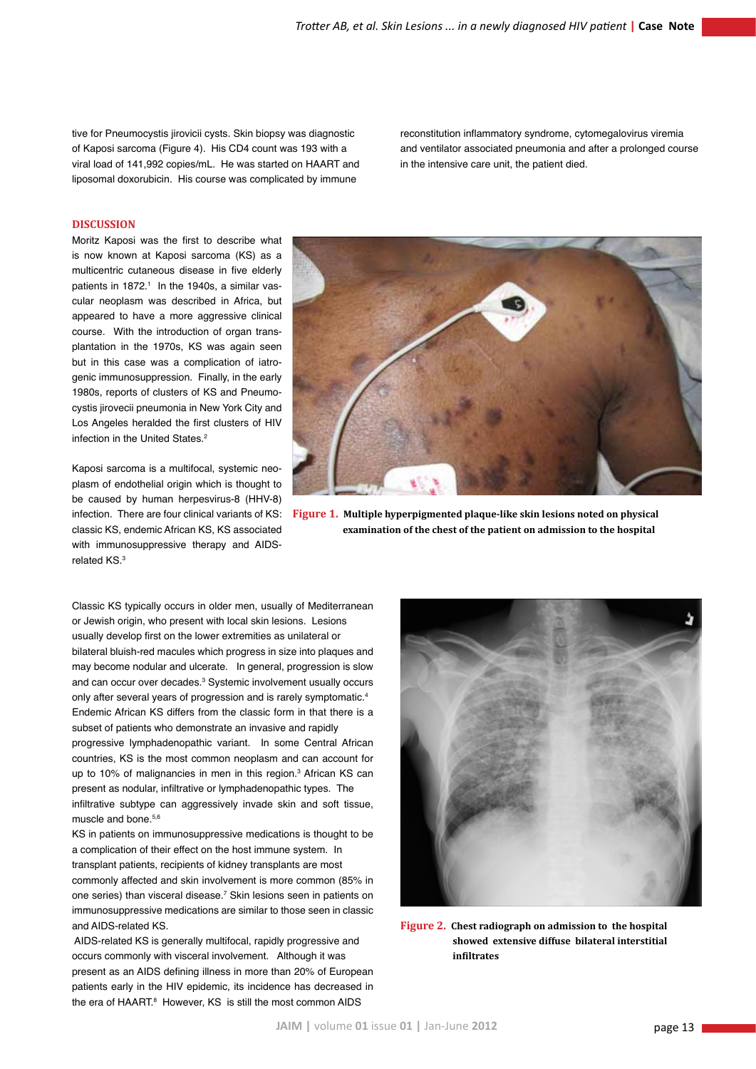tive for Pneumocystis jirovicii cysts. Skin biopsy was diagnostic of Kaposi sarcoma (Figure 4). His CD4 count was 193 with a viral load of 141,992 copies/mL. He was started on HAART and liposomal doxorubicin. His course was complicated by immune reconstitution inflammatory syndrome, cytomegalovirus viremia and ventilator associated pneumonia and after a prolonged course in the intensive care unit, the patient died.

## DISCUSSION

Moritz Kaposi was the first to describe what is now known at Kaposi sarcoma (KS) as a multicentric cutaneous disease in five elderly patients in 1872.[1] In the 1940s, a similar vascular neoplasm was described in Africa, but appeared to have a more aggressive clinical course. With the introduction of organ transplantation in the 1970s, KS was again seen but in this case was a complication of iatrogenic immunosuppression. Finally, in the early 1980s, reports of clusters of KS and Pneumocystis jirovecii pneumonia in New York City and Los Angeles heralded the first clusters of HIV infection in the United States.[2]

Kaposi sarcoma is a multifocal, systemic neoplasm of endothelial origin which is thought to be caused by human herpesvirus-8 (HHV-8) infection. There are four clinical variants of KS: classic KS, endemic African KS, KS associated with immunosuppressive therapy and AIDS-related KS.[3]

**Figure 1.** **Multiple hyperpigmented plaque-like skin lesions noted on physical examination of the chest of the patient on admission to the hospital**

Classic KS typically occurs in older men, usually of Mediterranean or Jewish origin, who present with local skin lesions. Lesions usually develop first on the lower extremities as unilateral or bilateral bluish-red macules which progress in size into plaques and may become nodular and ulcerate. In general, progression is slow and can occur over decades.[3] Systemic involvement usually occurs only after several years of progression and is rarely symptomatic.[4] Endemic African KS differs from the classic form in that there is a subset of patients who demonstrate an invasive and rapidly progressive lymphadenopathic variant. In some Central African countries, KS is the most common neoplasm and can account for up to 10% of malignancies in men in this region.[3] African KS can present as nodular, infiltrative or lymphadenopathic types. The infiltrative subtype can aggressively invade skin and soft tissue, muscle and bone.[5,6]

KS in patients on immunosuppressive medications is thought to be a complication of their effect on the host immune system. In transplant patients, recipients of kidney transplants are most commonly affected and skin involvement is more common (85% in one series) than visceral disease.[7] Skin lesions seen in patients on immunosuppressive medications are similar to those seen in classic and AIDS-related KS.

AIDS-related KS is generally multifocal, rapidly progressive and occurs commonly with visceral involvement. Although it was present as an AIDS defining illness in more than 20% of European patients early in the HIV epidemic, its incidence has decreased in the era of HAART.[8] However, KS is still the most common AIDS

**Figure 2.** **Chest radiograph on admission to the hospital showed extensive diffuse bilateral interstitial infiltrates**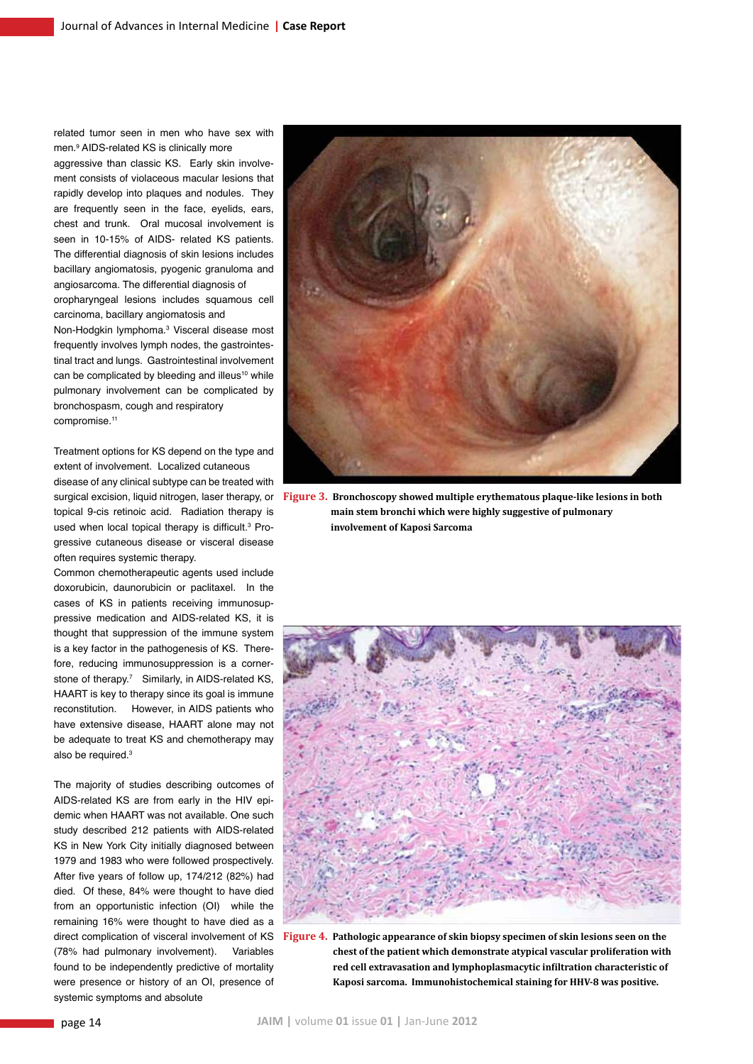related tumor seen in men who have sex with men.[9] AIDS-related KS is clinically more aggressive than classic KS. Early skin involvement consists of violaceous macular lesions that rapidly develop into plaques and nodules. They are frequently seen in the face, eyelids, ears, chest and trunk. Oral mucosal involvement is seen in 10-15% of AIDS- related KS patients. The differential diagnosis of skin lesions includes bacillary angiomatosis, pyogenic granuloma and angiosarcoma. The differential diagnosis of oropharyngeal lesions includes squamous cell carcinoma, bacillary angiomatosis and Non-Hodgkin lymphoma.[3] Visceral disease most frequently involves lymph nodes, the gastrointestinal tract and lungs. Gastrointestinal involvement can be complicated by bleeding and illeus[10] while pulmonary involvement can be complicated by bronchospasm, cough and respiratory compromise.[11]

Treatment options for KS depend on the type and extent of involvement. Localized cutaneous disease of any clinical subtype can be treated with surgical excision, liquid nitrogen, laser therapy, or topical 9-cis retinoic acid. Radiation therapy is used when local topical therapy is difficult.[3] Progressive cutaneous disease or visceral disease often requires systemic therapy.

Common chemotherapeutic agents used include doxorubicin, daunorubicin or paclitaxel. In the cases of KS in patients receiving immunosuppressive medication and AIDS-related KS, it is thought that suppression of the immune system is a key factor in the pathogenesis of KS. Therefore, reducing immunosuppression is a cornerstone of therapy.[7] Similarly, in AIDS-related KS, HAART is key to therapy since its goal is immune reconstitution. However, in AIDS patients who have extensive disease, HAART alone may not be adequate to treat KS and chemotherapy may also be required.[3]

The majority of studies describing outcomes of AIDS-related KS are from early in the HIV epidemic when HAART was not available. One such study described 212 patients with AIDS-related KS in New York City initially diagnosed between 1979 and 1983 who were followed prospectively. After five years of follow up, 174/212 (82%) had died. Of these, 84% were thought to have died from an opportunistic infection (OI) while the remaining 16% were thought to have died as a direct complication of visceral involvement of KS (78% had pulmonary involvement). Variables found to be independently predictive of mortality were presence or history of an OI, presence of systemic symptoms and absolute

**Figure 3.** Bronchoscopy showed multiple erythematous plaque-like lesions in both main stem bronchi which were highly suggestive of pulmonary involvement of Kaposi Sarcoma

**Figure 4.** Pathologic appearance of skin biopsy specimen of skin lesions seen on the chest of the patient which demonstrate atypical vascular proliferation with red cell extravasation and lymphoplasmacytic infiltration characteristic of Kaposi sarcoma. Immunohistochemical staining for HHV-8 was positive.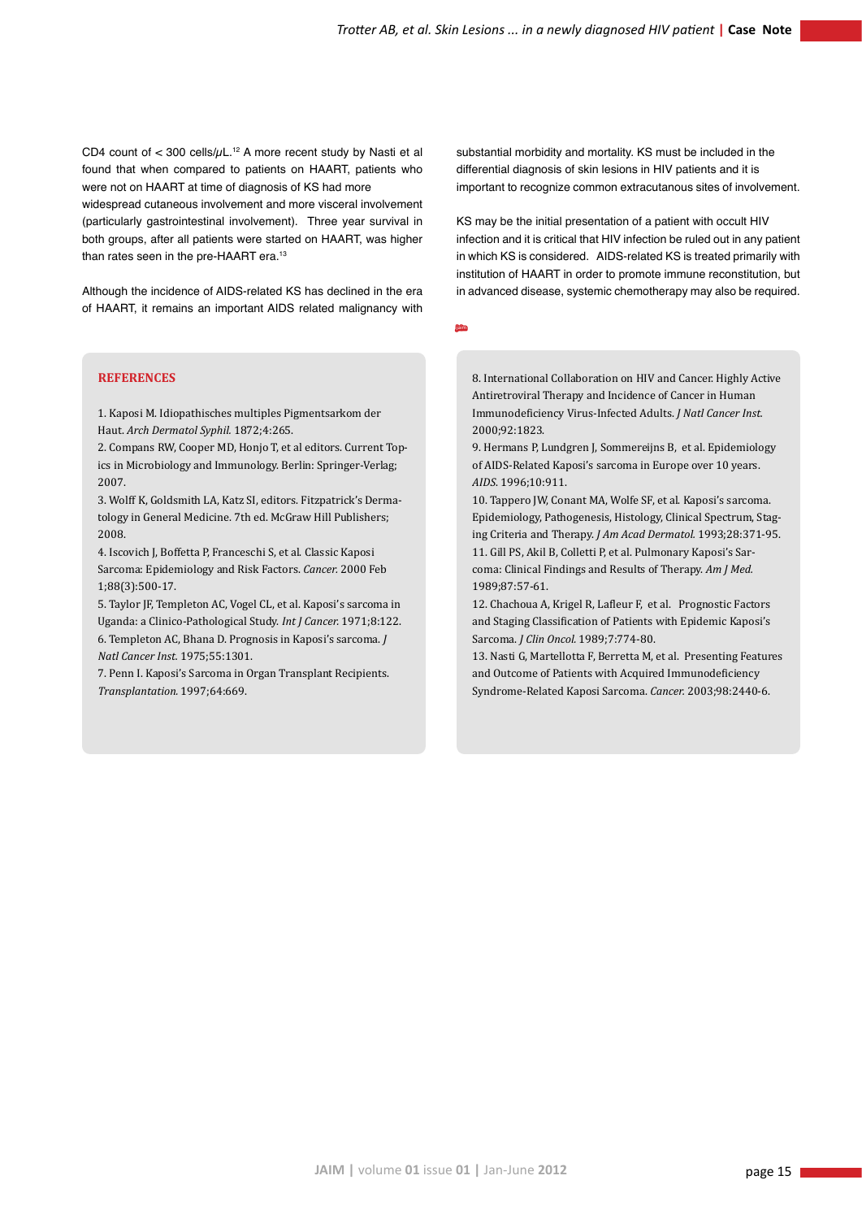CD4 count of < 300 cells/μL.[12] A more recent study by Nasti et al found that when compared to patients on HAART, patients who were not on HAART at time of diagnosis of KS had more widespread cutaneous involvement and more visceral involvement (particularly gastrointestinal involvement). Three year survival in both groups, after all patients were started on HAART, was higher than rates seen in the pre-HAART era.[13]

Although the incidence of AIDS-related KS has declined in the era of HAART, it remains an important AIDS related malignancy with substantial morbidity and mortality. KS must be included in the differential diagnosis of skin lesions in HIV patients and it is important to recognize common extracutanous sites of involvement.

KS may be the initial presentation of a patient with occult HIV infection and it is critical that HIV infection be ruled out in any patient in which KS is considered. AIDS-related KS is treated primarily with institution of HAART in order to promote immune reconstitution, but in advanced disease, systemic chemotherapy may also be required.

## REFERENCES

1. Kaposi M. Idiopathisches multiples Pigmentsarkom der Haut. *Arch Dermatol Syphil.* 1872;4:265.
2. Compans RW, Cooper MD, Honjo T, et al editors. Current Topics in Microbiology and Immunology. Berlin: Springer-Verlag; 2007.
3. Wolff K, Goldsmith LA, Katz SI, editors. Fitzpatrick's Dermatology in General Medicine. 7th ed. McGraw Hill Publishers; 2008.
4. Iscovich J, Boffetta P, Franceschi S, et al. Classic Kaposi Sarcoma: Epidemiology and Risk Factors. *Cancer.* 2000 Feb 1;88(3):500-17.
5. Taylor JF, Templeton AC, Vogel CL, et al. Kaposi's sarcoma in Uganda: a Clinico-Pathological Study. *Int J Cancer.* 1971;8:122.
6. Templeton AC, Bhana D. Prognosis in Kaposi's sarcoma. *J Natl Cancer Inst.* 1975;55:1301.
7. Penn I. Kaposi's Sarcoma in Organ Transplant Recipients. *Transplantation.* 1997;64:669.
8. International Collaboration on HIV and Cancer. Highly Active Antiretroviral Therapy and Incidence of Cancer in Human Immunodeficiency Virus-Infected Adults. *J Natl Cancer Inst.* 2000;92:1823.
9. Hermans P, Lundgren J, Sommereijns B, et al. Epidemiology of AIDS-Related Kaposi's sarcoma in Europe over 10 years. *AIDS.* 1996;10:911.
10. Tappero JW, Conant MA, Wolfe SF, et al. Kaposi's sarcoma. Epidemiology, Pathogenesis, Histology, Clinical Spectrum, Staging Criteria and Therapy. *J Am Acad Dermatol.* 1993;28:371-95.
11. Gill PS, Akil B, Colletti P, et al. Pulmonary Kaposi's Sarcoma: Clinical Findings and Results of Therapy. *Am J Med.* 1989;87:57-61.
12. Chachoua A, Krigel R, Lafleur F, et al. Prognostic Factors and Staging Classification of Patients with Epidemic Kaposi's Sarcoma. *J Clin Oncol.* 1989;7:774-80.
13. Nasti G, Martellotta F, Berretta M, et al. Presenting Features and Outcome of Patients with Acquired Immunodeficiency Syndrome-Related Kaposi Sarcoma. *Cancer.* 2003;98:2440-6.